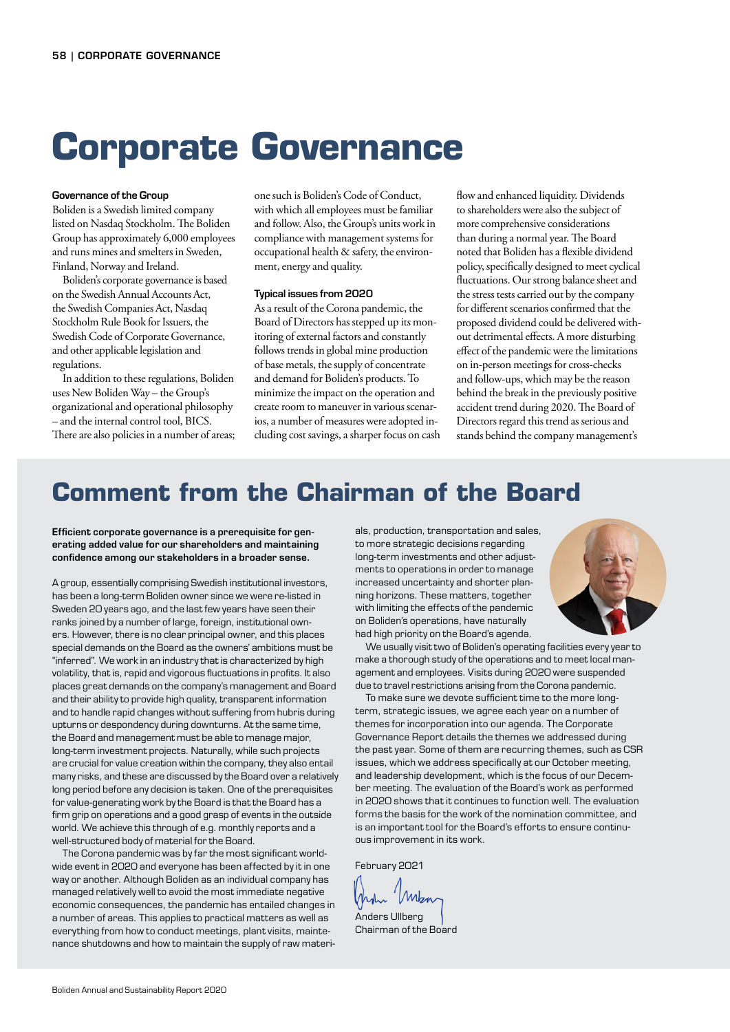# Corporate Governance

### Governance of the Group

Boliden is a Swedish limited company listed on Nasdaq Stockholm. The Boliden Group has approximately 6,000 employees and runs mines and smelters in Sweden, Finland, Norway and Ireland.

Boliden's corporate governance is based on the Swedish Annual Accounts Act, the Swedish Companies Act, Nasdaq Stockholm Rule Book for Issuers, the Swedish Code of Corporate Governance, and other applicable legislation and regulations.

In addition to these regulations, Boliden uses New Boliden Way – the Group's organizational and operational philosophy – and the internal control tool, BICS. There are also policies in a number of areas; one such is Boliden's Code of Conduct, with which all employees must be familiar and follow. Also, the Group's units work in compliance with management systems for occupational health & safety, the environment, energy and quality.

### Typical issues from 2020

As a result of the Corona pandemic, the Board of Directors has stepped up its monitoring of external factors and constantly follows trends in global mine production of base metals, the supply of concentrate and demand for Boliden's products. To minimize the impact on the operation and create room to maneuver in various scenarios, a number of measures were adopted including cost savings, a sharper focus on cash flow and enhanced liquidity. Dividends to shareholders were also the subject of more comprehensive considerations than during a normal year. The Board noted that Boliden has a flexible dividend policy, specifically designed to meet cyclical fluctuations. Our strong balance sheet and the stress tests carried out by the company for different scenarios confirmed that the proposed dividend could be delivered without detrimental effects. A more disturbing effect of the pandemic were the limitations on in-person meetings for cross-checks and follow-ups, which may be the reason behind the break in the previously positive accident trend during 2020. The Board of Directors regard this trend as serious and stands behind the company management's

## Comment from the Chairman of the Board

**Efficient corporate governance is a prerequisite for generating added value for our shareholders and maintaining confidence among our stakeholders in a broader sense.**

A group, essentially comprising Swedish institutional investors, has been a long-term Boliden owner since we were re-listed in Sweden 20 years ago, and the last few years have seen their ranks joined by a number of large, foreign, institutional owners. However, there is no clear principal owner, and this places special demands on the Board as the owners' ambitions must be "inferred". We work in an industry that is characterized by high volatility, that is, rapid and vigorous fluctuations in profits. It also places great demands on the company's management and Board and their ability to provide high quality, transparent information and to handle rapid changes without suffering from hubris during upturns or despondency during downturns. At the same time, the Board and management must be able to manage major, long-term investment projects. Naturally, while such projects are crucial for value creation within the company, they also entail many risks, and these are discussed by the Board over a relatively long period before any decision is taken. One of the prerequisites for value-generating work by the Board is that the Board has a firm grip on operations and a good grasp of events in the outside world. We achieve this through of e.g. monthly reports and a well-structured body of material for the Board.

The Corona pandemic was by far the most significant worldwide event in 2020 and everyone has been affected by it in one way or another. Although Boliden as an individual company has managed relatively well to avoid the most immediate negative economic consequences, the pandemic has entailed changes in a number of areas. This applies to practical matters as well as everything from how to conduct meetings, plant visits, maintenance shutdowns and how to maintain the supply of raw materials, production, transportation and sales, to more strategic decisions regarding long-term investments and other adjustments to operations in order to manage increased uncertainty and shorter planning horizons. These matters, together with limiting the effects of the pandemic on Boliden's operations, have naturally had high priority on the Board's agenda.

We usually visit two of Boliden's operating facilities every year to make a thorough study of the operations and to meet local management and employees. Visits during 2020 were suspended due to travel restrictions arising from the Corona pandemic.

To make sure we devote sufficient time to the more long-term, strategic issues, we agree each year on a number of themes for incorporation into our agenda. The Corporate Governance Report details the themes we addressed during the past year. Some of them are recurring themes, such as CSR issues, which we address specifically at our October meeting, and leadership development, which is the focus of our December meeting. The evaluation of the Board's work as performed in 2020 shows that it continues to function well. The evaluation forms the basis for the work of the nomination committee, and is an important tool for the Board's efforts to ensure continuous improvement in its work.

February 2021

Anders Ullberg
Chairman of the Board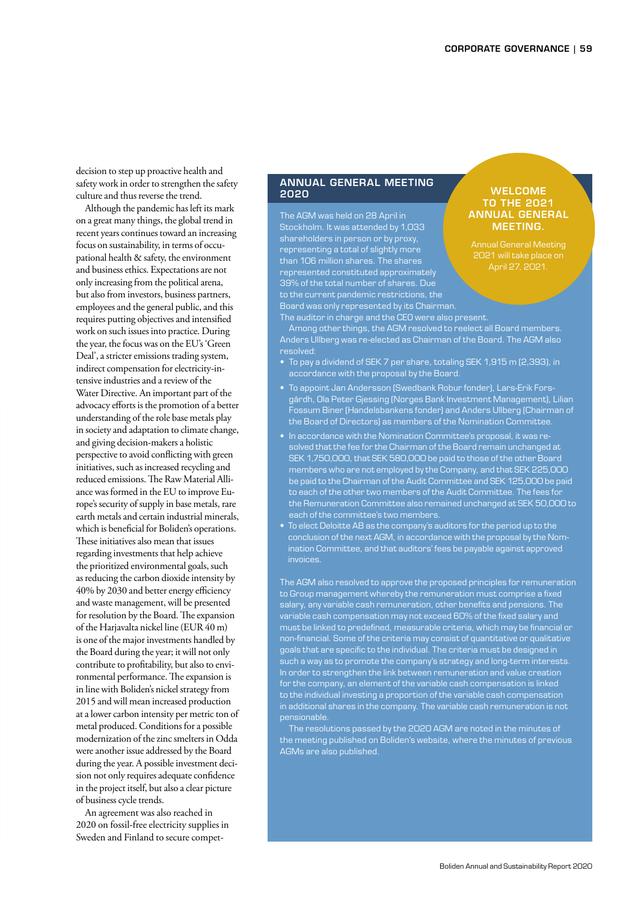decision to step up proactive health and safety work in order to strengthen the safety culture and thus reverse the trend.

Although the pandemic has left its mark on a great many things, the global trend in recent years continues toward an increasing focus on sustainability, in terms of occupational health & safety, the environment and business ethics. Expectations are not only increasing from the political arena, but also from investors, business partners, employees and the general public, and this requires putting objectives and intensified work on such issues into practice. During the year, the focus was on the EU's 'Green Deal', a stricter emissions trading system, indirect compensation for electricity-intensive industries and a review of the Water Directive. An important part of the advocacy efforts is the promotion of a better understanding of the role base metals play in society and adaptation to climate change, and giving decision-makers a holistic perspective to avoid conflicting with green initiatives, such as increased recycling and reduced emissions. The Raw Material Alliance was formed in the EU to improve Europe's security of supply in base metals, rare earth metals and certain industrial minerals, which is beneficial for Boliden's operations. These initiatives also mean that issues regarding investments that help achieve the prioritized environmental goals, such as reducing the carbon dioxide intensity by 40% by 2030 and better energy efficiency and waste management, will be presented for resolution by the Board. The expansion of the Harjavalta nickel line (EUR 40 m) is one of the major investments handled by the Board during the year; it will not only contribute to profitability, but also to environmental performance. The expansion is in line with Boliden's nickel strategy from 2015 and will mean increased production at a lower carbon intensity per metric ton of metal produced. Conditions for a possible modernization of the zinc smelters in Odda were another issue addressed by the Board during the year. A possible investment decision not only requires adequate confidence in the project itself, but also a clear picture of business cycle trends.

An agreement was also reached in 2020 on fossil-free electricity supplies in Sweden and Finland to secure compet-

## ANNUAL GENERAL MEETING 2020

The AGM was held on 28 April in Stockholm. It was attended by 1,033 shareholders in person or by proxy, representing a total of slightly more than 106 million shares. The shares represented constituted approximately 39% of the total number of shares. Due to the current pandemic restrictions, the Board was only represented by its Chairman. The auditor in charge and the CEO were also present.

Among other things, the AGM resolved to reelect all Board members. Anders Ullberg was re-elected as Chairman of the Board. The AGM also resolved:

- To pay a dividend of SEK 7 per share, totaling SEK 1,915 m (2,393), in accordance with the proposal by the Board.
- To appoint Jan Andersson (Swedbank Robur fonder), Lars-Erik Forsgårdh, Ola Peter Gjessing (Norges Bank Investment Management), Lilian Fossum Biner (Handelsbankens fonder) and Anders Ullberg (Chairman of the Board of Directors) as members of the Nomination Committee.
- In accordance with the Nomination Committee's proposal, it was resolved that the fee for the Chairman of the Board remain unchanged at SEK 1,750,000, that SEK 580,000 be paid to those of the other Board members who are not employed by the Company, and that SEK 225,000 be paid to the Chairman of the Audit Committee and SEK 125,000 be paid to each of the other two members of the Audit Committee. The fees for the Remuneration Committee also remained unchanged at SEK 50,000 to each of the committee's two members.
- To elect Deloitte AB as the company's auditors for the period up to the conclusion of the next AGM, in accordance with the proposal by the Nomination Committee, and that auditors' fees be payable against approved invoices.

The AGM also resolved to approve the proposed principles for remuneration to Group management whereby the remuneration must comprise a fixed salary, any variable cash remuneration, other benefits and pensions. The variable cash compensation may not exceed 60% of the fixed salary and must be linked to predefined, measurable criteria, which may be financial or non-financial. Some of the criteria may consist of quantitative or qualitative goals that are specific to the individual. The criteria must be designed in such a way as to promote the company's strategy and long-term interests. In order to strengthen the link between remuneration and value creation for the company, an element of the variable cash compensation is linked to the individual investing a proportion of the variable cash compensation in additional shares in the company. The variable cash remuneration is not pensionable.

The resolutions passed by the 2020 AGM are noted in the minutes of the meeting published on Boliden's website, where the minutes of previous AGMs are also published.

### WELCOME TO THE 2021 ANNUAL GENERAL MEETING.

Annual General Meeting 2021 will take place on April 27, 2021.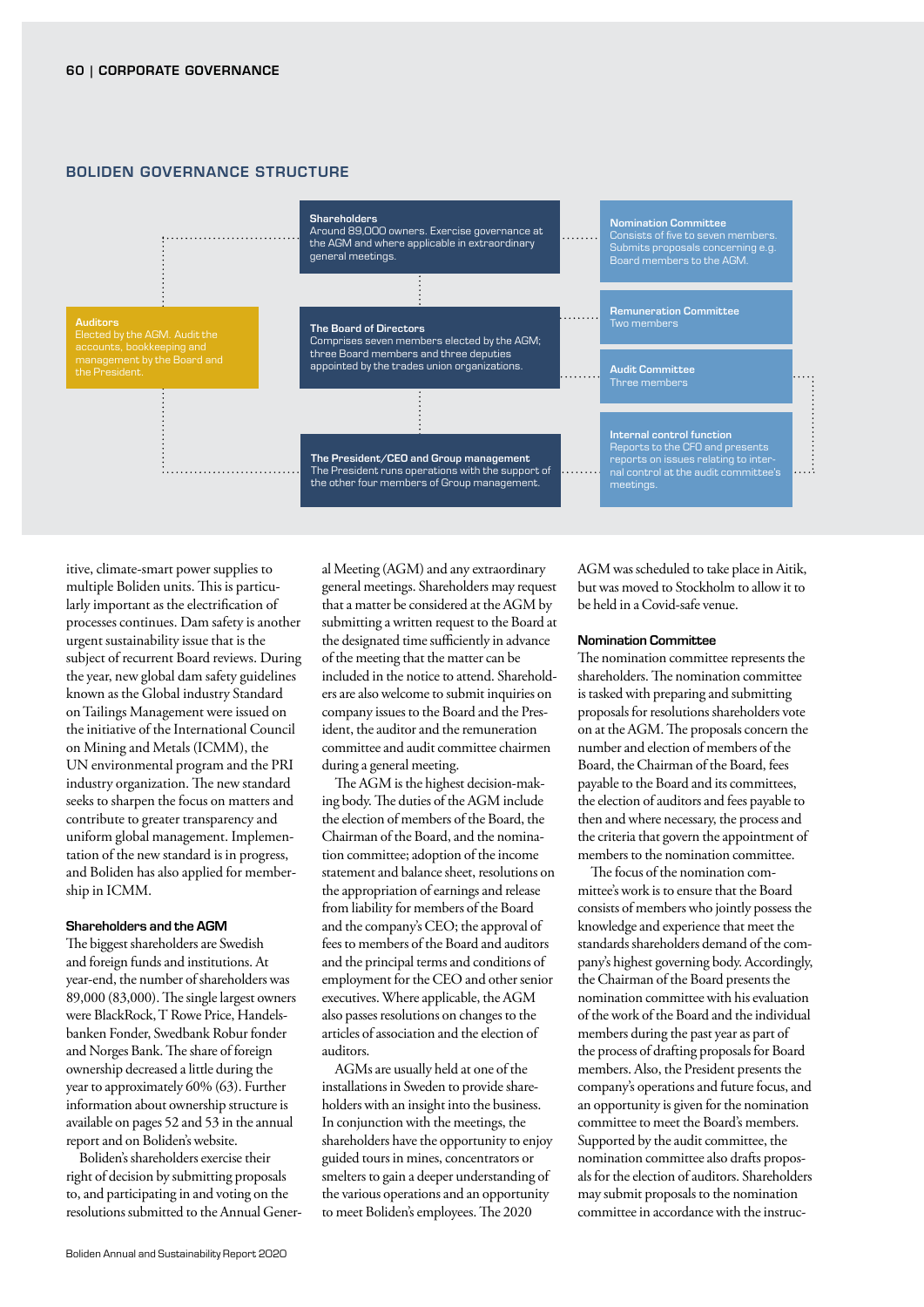## BOLIDEN GOVERNANCE STRUCTURE

**Shareholders**
Around 89,000 owners. Exercise governance at the AGM and where applicable in extraordinary general meetings.

**Nomination Committee**
Consists of five to seven members. Submits proposals concerning e.g. Board members to the AGM.

**Auditors**
Elected by the AGM. Audit the accounts, bookkeeping and management by the Board and the President.

**The Board of Directors**
Comprises seven members elected by the AGM; three Board members and three deputies appointed by the trades union organizations.

**Remuneration Committee**
Two members

**Audit Committee**
Three members

**The President/CEO and Group management**
The President runs operations with the support of the other four members of Group management.

**Internal control function**
Reports to the CFO and presents reports on issues relating to internal control at the audit committee's meetings.

itive, climate-smart power supplies to multiple Boliden units. This is particularly important as the electrification of processes continues. Dam safety is another urgent sustainability issue that is the subject of recurrent Board reviews. During the year, new global dam safety guidelines known as the Global industry Standard on Tailings Management were issued on the initiative of the International Council on Mining and Metals (ICMM), the UN environmental program and the PRI industry organization. The new standard seeks to sharpen the focus on matters and contribute to greater transparency and uniform global management. Implementation of the new standard is in progress, and Boliden has also applied for membership in ICMM.

### Shareholders and the AGM

The biggest shareholders are Swedish and foreign funds and institutions. At year-end, the number of shareholders was 89,000 (83,000). The single largest owners were BlackRock, T Rowe Price, Handelsbanken Fonder, Swedbank Robur fonder and Norges Bank. The share of foreign ownership decreased a little during the year to approximately 60% (63). Further information about ownership structure is available on pages 52 and 53 in the annual report and on Boliden's website.

Boliden's shareholders exercise their right of decision by submitting proposals to, and participating in and voting on the resolutions submitted to the Annual General Meeting (AGM) and any extraordinary general meetings. Shareholders may request that a matter be considered at the AGM by submitting a written request to the Board at the designated time sufficiently in advance of the meeting that the matter can be included in the notice to attend. Shareholders are also welcome to submit inquiries on company issues to the Board and the President, the auditor and the remuneration committee and audit committee chairmen during a general meeting.

The AGM is the highest decision-making body. The duties of the AGM include the election of members of the Board, the Chairman of the Board, and the nomination committee; adoption of the income statement and balance sheet, resolutions on the appropriation of earnings and release from liability for members of the Board and the company's CEO; the approval of fees to members of the Board and auditors and the principal terms and conditions of employment for the CEO and other senior executives. Where applicable, the AGM also passes resolutions on changes to the articles of association and the election of auditors.

AGMs are usually held at one of the installations in Sweden to provide shareholders with an insight into the business. In conjunction with the meetings, the shareholders have the opportunity to enjoy guided tours in mines, concentrators or smelters to gain a deeper understanding of the various operations and an opportunity to meet Boliden's employees. The 2020 AGM was scheduled to take place in Aitik, but was moved to Stockholm to allow it to be held in a Covid-safe venue.

### Nomination Committee

The nomination committee represents the shareholders. The nomination committee is tasked with preparing and submitting proposals for resolutions shareholders vote on at the AGM. The proposals concern the number and election of members of the Board, the Chairman of the Board, fees payable to the Board and its committees, the election of auditors and fees payable to then and where necessary, the process and the criteria that govern the appointment of members to the nomination committee.

The focus of the nomination committee's work is to ensure that the Board consists of members who jointly possess the knowledge and experience that meet the standards shareholders demand of the company's highest governing body. Accordingly, the Chairman of the Board presents the nomination committee with his evaluation of the work of the Board and the individual members during the past year as part of the process of drafting proposals for Board members. Also, the President presents the company's operations and future focus, and an opportunity is given for the nomination committee to meet the Board's members. Supported by the audit committee, the nomination committee also drafts proposals for the election of auditors. Shareholders may submit proposals to the nomination committee in accordance with the instruc-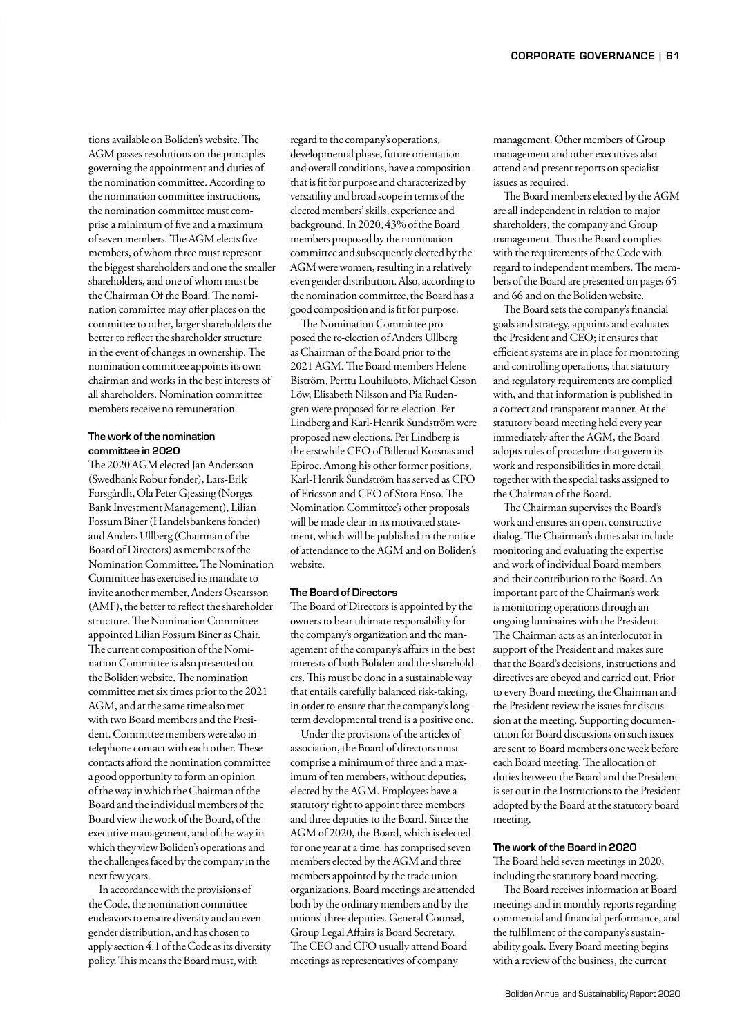tions available on Boliden's website. The AGM passes resolutions on the principles governing the appointment and duties of the nomination committee. According to the nomination committee instructions, the nomination committee must comprise a minimum of five and a maximum of seven members. The AGM elects five members, of whom three must represent the biggest shareholders and one the smaller shareholders, and one of whom must be the Chairman Of the Board. The nomination committee may offer places on the committee to other, larger shareholders the better to reflect the shareholder structure in the event of changes in ownership. The nomination committee appoints its own chairman and works in the best interests of all shareholders. Nomination committee members receive no remuneration.

#### The work of the nomination committee in 2020

The 2020 AGM elected Jan Andersson (Swedbank Robur fonder), Lars-Erik Forsgårdh, Ola Peter Gjessing (Norges Bank Investment Management), Lilian Fossum Biner (Handelsbankens fonder) and Anders Ullberg (Chairman of the Board of Directors) as members of the Nomination Committee. The Nomination Committee has exercised its mandate to invite another member, Anders Oscarsson (AMF), the better to reflect the shareholder structure. The Nomination Committee appointed Lilian Fossum Biner as Chair. The current composition of the Nomination Committee is also presented on the Boliden website. The nomination committee met six times prior to the 2021 AGM, and at the same time also met with two Board members and the President. Committee members were also in telephone contact with each other. These contacts afford the nomination committee a good opportunity to form an opinion of the way in which the Chairman of the Board and the individual members of the Board view the work of the Board, of the executive management, and of the way in which they view Boliden's operations and the challenges faced by the company in the next few years.

In accordance with the provisions of the Code, the nomination committee endeavors to ensure diversity and an even gender distribution, and has chosen to apply section 4.1 of the Code as its diversity policy. This means the Board must, with regard to the company's operations, developmental phase, future orientation and overall conditions, have a composition that is fit for purpose and characterized by versatility and broad scope in terms of the elected members' skills, experience and background. In 2020, 43% of the Board members proposed by the nomination committee and subsequently elected by the AGM were women, resulting in a relatively even gender distribution. Also, according to the nomination committee, the Board has a good composition and is fit for purpose.

The Nomination Committee proposed the re-election of Anders Ullberg as Chairman of the Board prior to the 2021 AGM. The Board members Helene Biström, Perttu Louhiluoto, Michael G:son Löw, Elisabeth Nilsson and Pia Rudengren were proposed for re-election. Per Lindberg and Karl-Henrik Sundström were proposed new elections. Per Lindberg is the erstwhile CEO of Billerud Korsnäs and Epiroc. Among his other former positions, Karl-Henrik Sundström has served as CFO of Ericsson and CEO of Stora Enso. The Nomination Committee's other proposals will be made clear in its motivated statement, which will be published in the notice of attendance to the AGM and on Boliden's website.

#### The Board of Directors

The Board of Directors is appointed by the owners to bear ultimate responsibility for the company's organization and the management of the company's affairs in the best interests of both Boliden and the shareholders. This must be done in a sustainable way that entails carefully balanced risk-taking, in order to ensure that the company's long-term developmental trend is a positive one.

Under the provisions of the articles of association, the Board of directors must comprise a minimum of three and a maximum of ten members, without deputies, elected by the AGM. Employees have a statutory right to appoint three members and three deputies to the Board. Since the AGM of 2020, the Board, which is elected for one year at a time, has comprised seven members elected by the AGM and three members appointed by the trade union organizations. Board meetings are attended both by the ordinary members and by the unions' three deputies. General Counsel, Group Legal Affairs is Board Secretary. The CEO and CFO usually attend Board meetings as representatives of company management. Other members of Group management and other executives also attend and present reports on specialist issues as required.

The Board members elected by the AGM are all independent in relation to major shareholders, the company and Group management. Thus the Board complies with the requirements of the Code with regard to independent members. The members of the Board are presented on pages 65 and 66 and on the Boliden website.

The Board sets the company's financial goals and strategy, appoints and evaluates the President and CEO; it ensures that efficient systems are in place for monitoring and controlling operations, that statutory and regulatory requirements are complied with, and that information is published in a correct and transparent manner. At the statutory board meeting held every year immediately after the AGM, the Board adopts rules of procedure that govern its work and responsibilities in more detail, together with the special tasks assigned to the Chairman of the Board.

The Chairman supervises the Board's work and ensures an open, constructive dialog. The Chairman's duties also include monitoring and evaluating the expertise and work of individual Board members and their contribution to the Board. An important part of the Chairman's work is monitoring operations through an ongoing luminaires with the President. The Chairman acts as an interlocutor in support of the President and makes sure that the Board's decisions, instructions and directives are obeyed and carried out. Prior to every Board meeting, the Chairman and the President review the issues for discussion at the meeting. Supporting documentation for Board discussions on such issues are sent to Board members one week before each Board meeting. The allocation of duties between the Board and the President is set out in the Instructions to the President adopted by the Board at the statutory board meeting.

#### The work of the Board in 2020

The Board held seven meetings in 2020, including the statutory board meeting.

The Board receives information at Board meetings and in monthly reports regarding commercial and financial performance, and the fulfillment of the company's sustainability goals. Every Board meeting begins with a review of the business, the current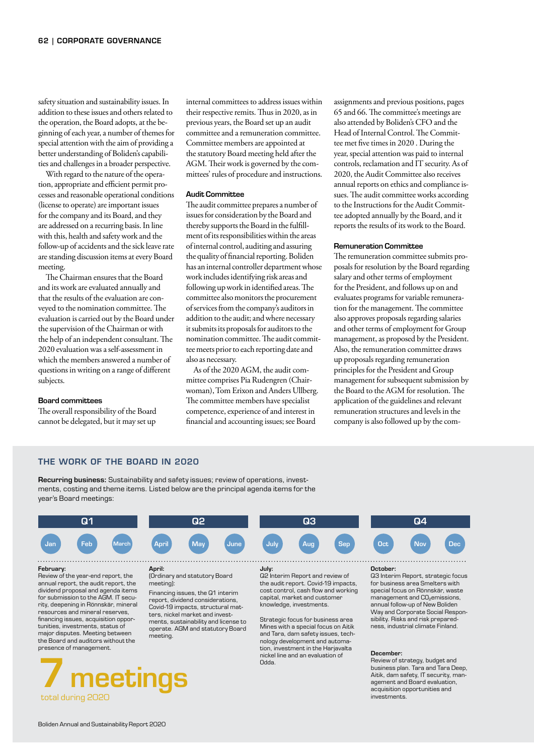safety situation and sustainability issues. In addition to these issues and others related to the operation, the Board adopts, at the beginning of each year, a number of themes for special attention with the aim of providing a better understanding of Boliden's capabilities and challenges in a broader perspective.

With regard to the nature of the operation, appropriate and efficient permit processes and reasonable operational conditions (license to operate) are important issues for the company and its Board, and they are addressed on a recurring basis. In line with this, health and safety work and the follow-up of accidents and the sick leave rate are standing discussion items at every Board meeting.

The Chairman ensures that the Board and its work are evaluated annually and that the results of the evaluation are conveyed to the nomination committee. The evaluation is carried out by the Board under the supervision of the Chairman or with the help of an independent consultant. The 2020 evaluation was a self-assessment in which the members answered a number of questions in writing on a range of different subjects.

### Board committees

The overall responsibility of the Board cannot be delegated, but it may set up internal committees to address issues within their respective remits. Thus in 2020, as in previous years, the Board set up an audit committee and a remuneration committee. Committee members are appointed at the statutory Board meeting held after the AGM. Their work is governed by the committees' rules of procedure and instructions.

### Audit Committee

The audit committee prepares a number of issues for consideration by the Board and thereby supports the Board in the fulfillment of its responsibilities within the areas of internal control, auditing and assuring the quality of financial reporting. Boliden has an internal controller department whose work includes identifying risk areas and following up work in identified areas. The committee also monitors the procurement of services from the company's auditors in addition to the audit; and where necessary it submits its proposals for auditors to the nomination committee. The audit committee meets prior to each reporting date and also as necessary.

As of the 2020 AGM, the audit committee comprises Pia Rudengren (Chairwoman), Tom Erixon and Anders Ullberg. The committee members have specialist competence, experience of and interest in financial and accounting issues; see Board assignments and previous positions, pages 65 and 66. The committee's meetings are also attended by Boliden's CFO and the Head of Internal Control. The Committee met five times in 2020 . During the year, special attention was paid to internal controls, reclamation and IT security. As of 2020, the Audit Committee also receives annual reports on ethics and compliance issues. The audit committee works according to the Instructions for the Audit Committee adopted annually by the Board, and it reports the results of its work to the Board.

### Remuneration Committee

The remuneration committee submits proposals for resolution by the Board regarding salary and other terms of employment for the President, and follows up on and evaluates programs for variable remuneration for the management. The committee also approves proposals regarding salaries and other terms of employment for Group management, as proposed by the President. Also, the remuneration committee draws up proposals regarding remuneration principles for the President and Group management for subsequent submission by the Board to the AGM for resolution. The application of the guidelines and relevant remuneration structures and levels in the company is also followed up by the com-

## THE WORK OF THE BOARD IN 2020

**Recurring business:** Sustainability and safety issues; review of operations, investments, costing and theme items. Listed below are the principal agenda items for the year's Board meetings:

| Q1 | | | Q2 | | | Q3 | | | Q4 | | |
|---|---|---|---|---|---|---|---|---|---|---|---|
| Jan | Feb | March | April | May | June | July | Aug | Sep | Oct | Nov | Dec |

**February:**
Review of the year-end report, the annual report, the audit report, the dividend proposal and agenda items for submission to the AGM. IT security, deepening in Rönnskär, mineral resources and mineral reserves, financing issues, acquisition opportunities, investments, status of major disputes. Meeting between the Board and auditors without the presence of management.

**April:**
(Ordinary and statutory Board meeting):

Financing issues, the Q1 interim report, dividend considerations, Covid-19 impacts, structural matters, nickel market and investments, sustainability and license to operate. AGM and statutory Board meeting.

**July:**
Q2 Interim Report and review of the audit report. Covid-19 impacts, cost control, cash flow and working capital, market and customer knowledge, investments.

Strategic focus for business area Mines with a special focus on Aitik and Tara, dam safety issues, technology development and automation, investment in the Harjavalta nickel line and an evaluation of Odda.

**October:**
Q3 Interim Report, strategic focus for business area Smelters with special focus on Rönnskär, waste management and $CO_2$emissions, annual follow-up of New Boliden Way and Corporate Social Responsibility. Risks and risk preparedness, industrial climate Finland.

**December:**
Review of strategy, budget and business plan. Tara and Tara Deep, Aitik, dam safety, IT security, management and Board evaluation, acquisition opportunities and investments.

**7 meetings**
total during 2020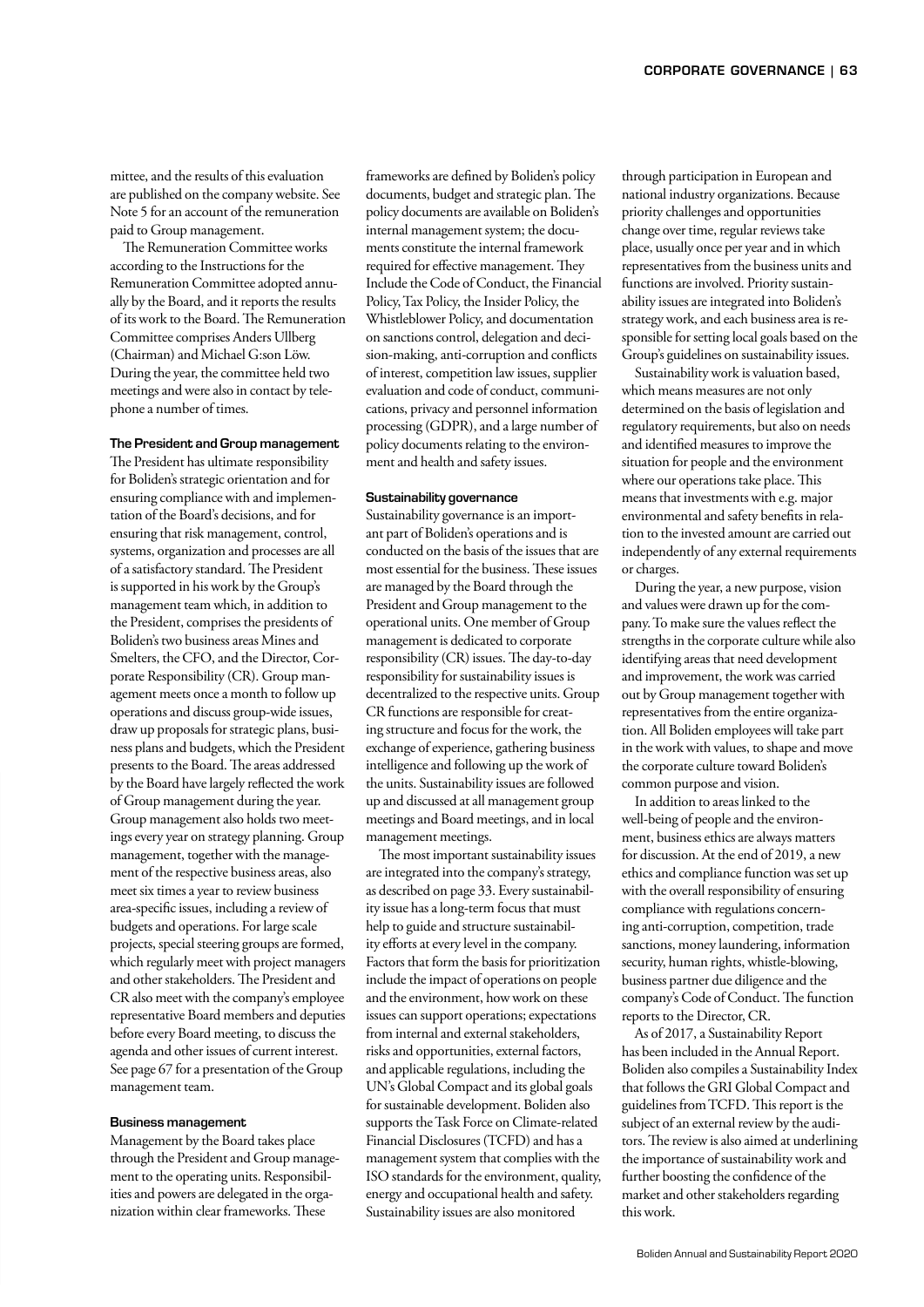mittee, and the results of this evaluation are published on the company website. See Note 5 for an account of the remuneration paid to Group management.

The Remuneration Committee works according to the Instructions for the Remuneration Committee adopted annually by the Board, and it reports the results of its work to the Board. The Remuneration Committee comprises Anders Ullberg (Chairman) and Michael G:son Löw. During the year, the committee held two meetings and were also in contact by telephone a number of times.

#### The President and Group management

The President has ultimate responsibility for Boliden's strategic orientation and for ensuring compliance with and implementation of the Board's decisions, and for ensuring that risk management, control, systems, organization and processes are all of a satisfactory standard. The President is supported in his work by the Group's management team which, in addition to the President, comprises the presidents of Boliden's two business areas Mines and Smelters, the CFO, and the Director, Corporate Responsibility (CR). Group management meets once a month to follow up operations and discuss group-wide issues, draw up proposals for strategic plans, business plans and budgets, which the President presents to the Board. The areas addressed by the Board have largely reflected the work of Group management during the year. Group management also holds two meetings every year on strategy planning. Group management, together with the management of the respective business areas, also meet six times a year to review business area-specific issues, including a review of budgets and operations. For large scale projects, special steering groups are formed, which regularly meet with project managers and other stakeholders. The President and CR also meet with the company's employee representative Board members and deputies before every Board meeting, to discuss the agenda and other issues of current interest. See page 67 for a presentation of the Group management team.

#### Business management

Management by the Board takes place through the President and Group management to the operating units. Responsibilities and powers are delegated in the organization within clear frameworks. These frameworks are defined by Boliden's policy documents, budget and strategic plan. The policy documents are available on Boliden's internal management system; the documents constitute the internal framework required for effective management. They Include the Code of Conduct, the Financial Policy, Tax Policy, the Insider Policy, the Whistleblower Policy, and documentation on sanctions control, delegation and decision-making, anti-corruption and conflicts of interest, competition law issues, supplier evaluation and code of conduct, communications, privacy and personnel information processing (GDPR), and a large number of policy documents relating to the environment and health and safety issues.

#### Sustainability governance

Sustainability governance is an important part of Boliden's operations and is conducted on the basis of the issues that are most essential for the business. These issues are managed by the Board through the President and Group management to the operational units. One member of Group management is dedicated to corporate responsibility (CR) issues. The day-to-day responsibility for sustainability issues is decentralized to the respective units. Group CR functions are responsible for creating structure and focus for the work, the exchange of experience, gathering business intelligence and following up the work of the units. Sustainability issues are followed up and discussed at all management group meetings and Board meetings, and in local management meetings.

The most important sustainability issues are integrated into the company's strategy, as described on page 33. Every sustainability issue has a long-term focus that must help to guide and structure sustainability efforts at every level in the company. Factors that form the basis for prioritization include the impact of operations on people and the environment, how work on these issues can support operations; expectations from internal and external stakeholders, risks and opportunities, external factors, and applicable regulations, including the UN's Global Compact and its global goals for sustainable development. Boliden also supports the Task Force on Climate-related Financial Disclosures (TCFD) and has a management system that complies with the ISO standards for the environment, quality, energy and occupational health and safety. Sustainability issues are also monitored through participation in European and national industry organizations. Because priority challenges and opportunities change over time, regular reviews take place, usually once per year and in which representatives from the business units and functions are involved. Priority sustainability issues are integrated into Boliden's strategy work, and each business area is responsible for setting local goals based on the Group's guidelines on sustainability issues.

Sustainability work is valuation based, which means measures are not only determined on the basis of legislation and regulatory requirements, but also on needs and identified measures to improve the situation for people and the environment where our operations take place. This means that investments with e.g. major environmental and safety benefits in relation to the invested amount are carried out independently of any external requirements or charges.

During the year, a new purpose, vision and values were drawn up for the company. To make sure the values reflect the strengths in the corporate culture while also identifying areas that need development and improvement, the work was carried out by Group management together with representatives from the entire organization. All Boliden employees will take part in the work with values, to shape and move the corporate culture toward Boliden's common purpose and vision.

In addition to areas linked to the well-being of people and the environment, business ethics are always matters for discussion. At the end of 2019, a new ethics and compliance function was set up with the overall responsibility of ensuring compliance with regulations concerning anti-corruption, competition, trade sanctions, money laundering, information security, human rights, whistle-blowing, business partner due diligence and the company's Code of Conduct. The function reports to the Director, CR.

As of 2017, a Sustainability Report has been included in the Annual Report. Boliden also compiles a Sustainability Index that follows the GRI Global Compact and guidelines from TCFD. This report is the subject of an external review by the auditors. The review is also aimed at underlining the importance of sustainability work and further boosting the confidence of the market and other stakeholders regarding this work.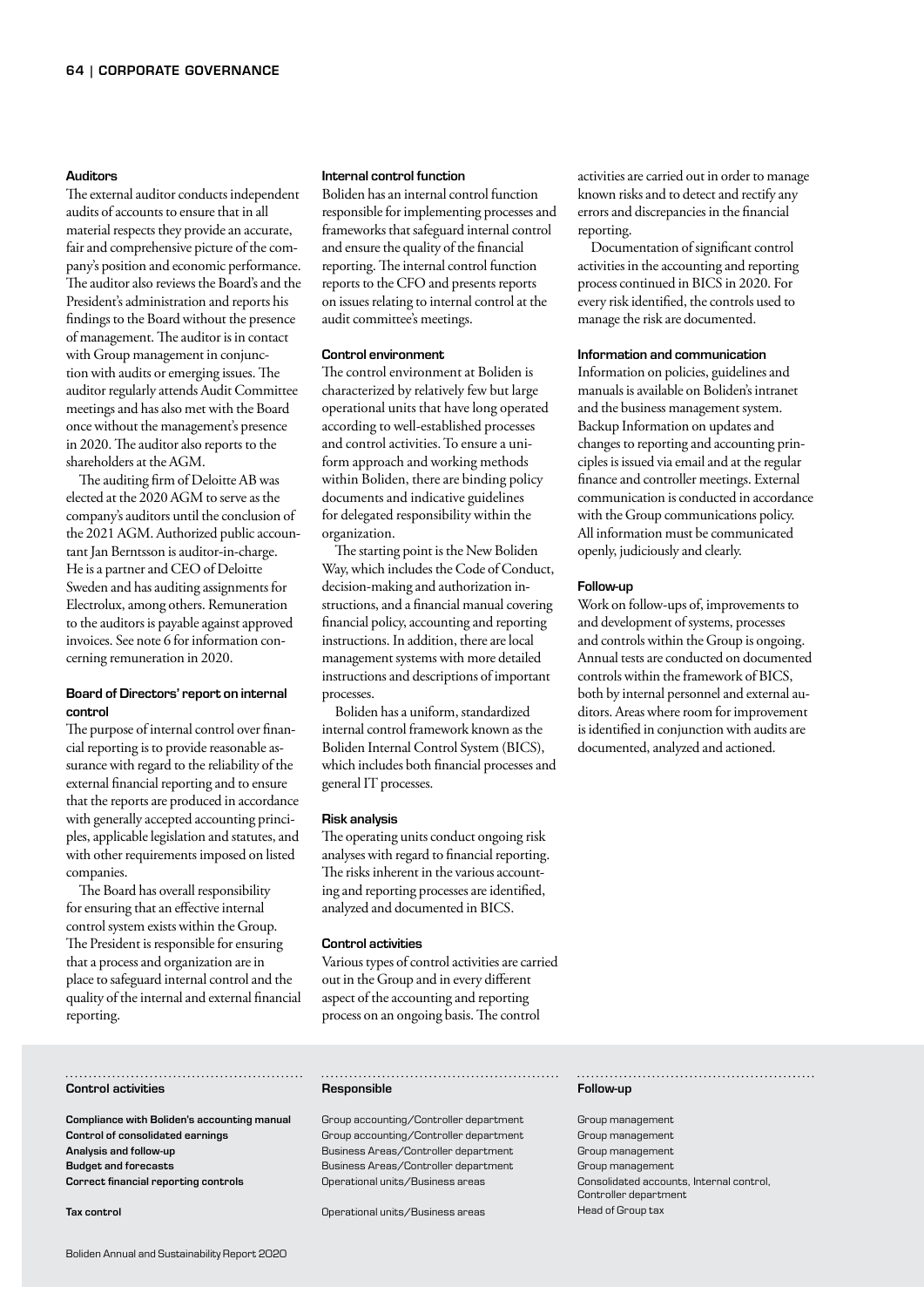### Auditors

The external auditor conducts independent audits of accounts to ensure that in all material respects they provide an accurate, fair and comprehensive picture of the company's position and economic performance. The auditor also reviews the Board's and the President's administration and reports his findings to the Board without the presence of management. The auditor is in contact with Group management in conjunction with auditors or emerging issues. The auditor regularly attends Audit Committee meetings and has also met with the Board once without the management's presence in 2020. The auditor also reports to the shareholders at the AGM.

The auditing firm of Deloitte AB was elected at the 2020 AGM to serve as the company's auditors until the conclusion of the 2021 AGM. Authorized public accountant Jan Berntsson is auditor-in-charge. He is a partner and CEO of Deloitte Sweden and has auditing assignments for Electrolux, among others. Remuneration to the auditors is payable against approved invoices. See note 6 for information concerning remuneration in 2020.

### Board of Directors' report on internal control

The purpose of internal control over financial reporting is to provide reasonable assurance with regard to the reliability of the external financial reporting and to ensure that the reports are produced in accordance with generally accepted accounting principles, applicable legislation and statutes, and with other requirements imposed on listed companies.

The Board has overall responsibility for ensuring that an effective internal control system exists within the Group. The President is responsible for ensuring that a process and organization are in place to safeguard internal control and the quality of the internal and external financial reporting.

### Internal control function

Boliden has an internal control function responsible for implementing processes and frameworks that safeguard internal control and ensure the quality of the financial reporting. The internal control function reports to the CFO and presents reports on issues relating to internal control at the audit committee's meetings.

### Control environment

The control environment at Boliden is characterized by relatively few but large operational units that have long operated according to well-established processes and control activities. To ensure a uniform approach and working methods within Boliden, there are binding policy documents and indicative guidelines for delegated responsibility within the organization.

The starting point is the New Boliden Way, which includes the Code of Conduct, decision-making and authorization instructions, and a financial manual covering financial policy, accounting and reporting instructions. In addition, there are local management systems with more detailed instructions and descriptions of important processes.

Boliden has a uniform, standardized internal control framework known as the Boliden Internal Control System (BICS), which includes both financial processes and general IT processes.

### Risk analysis

The operating units conduct ongoing risk analyses with regard to financial reporting. The risks inherent in the various accounting and reporting processes are identified, analyzed and documented in BICS.

### Control activities

Various types of control activities are carried out in the Group and in every different aspect of the accounting and reporting process on an ongoing basis. The control activities are carried out in order to manage known risks and to detect and rectify any errors and discrepancies in the financial reporting.

Documentation of significant control activities in the accounting and reporting process continued in BICS in 2020. For every risk identified, the controls used to manage the risk are documented.

### Information and communication

Information on policies, guidelines and manuals is available on Boliden's intranet and the business management system. Backup Information on updates and changes to reporting and accounting principles is issued via email and at the regular finance and controller meetings. External communication is conducted in accordance with the Group communications policy. All information must be communicated openly, judiciously and clearly.

### Follow-up

Work on follow-ups of, improvements to and development of systems, processes and controls within the Group is ongoing. Annual tests are conducted on documented controls within the framework of BICS, both by internal personnel and external auditors. Areas where room for improvement is identified in conjunction with audits are documented, analyzed and actioned.

| Control activities | Responsible | Follow-up |
|---|---|---|
| **Compliance with Boliden's accounting manual** | Group accounting/Controller department | Group management |
| **Control of consolidated earnings** | Group accounting/Controller department | Group management |
| **Analysis and follow-up** | Business Areas/Controller department | Group management |
| **Budget and forecasts** | Business Areas/Controller department | Group management |
| **Correct financial reporting controls** | Operational units/Business areas | Consolidated accounts, Internal control, Controller department |
| **Tax control** | Operational units/Business areas | Head of Group tax |